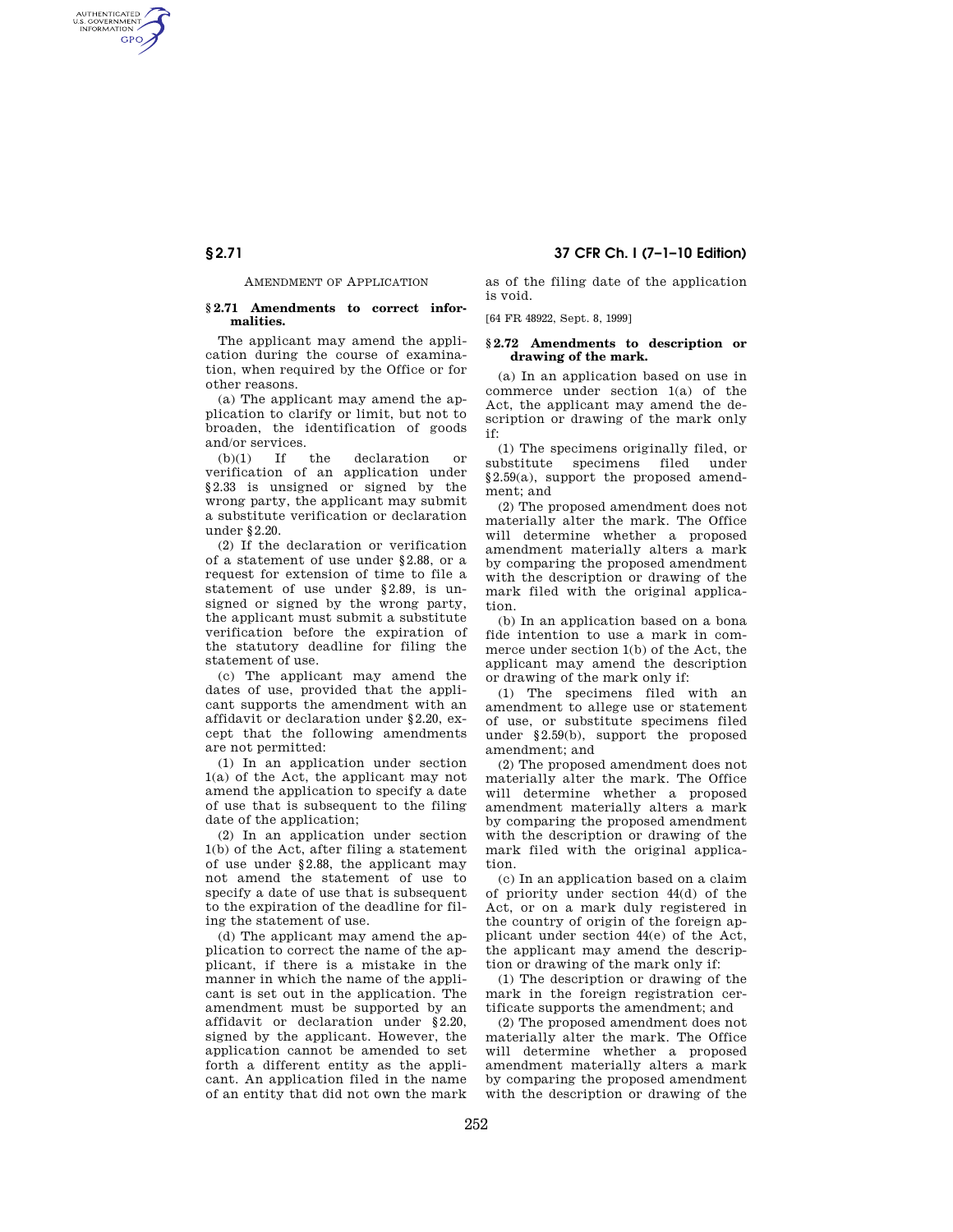AMENDMENT OF APPLICATION

### § 2.71 Amendments to correct informalities.

The applicant may amend the application during the course of examination, when required by the Office or for other reasons.

(a) The applicant may amend the application to clarify or limit, but not to broaden, the identification of goods and/or services.

(b)(1) If the declaration or verification of an application under §2.33 is unsigned or signed by the wrong party, the applicant may submit a substitute verification or declaration under §2.20.

(2) If the declaration or verification of a statement of use under §2.88, or a request for extension of time to file a statement of use under §2.89, is unsigned or signed by the wrong party, the applicant must submit a substitute verification before the expiration of the statutory deadline for filing the statement of use.

(c) The applicant may amend the dates of use, provided that the applicant supports the amendment with an affidavit or declaration under §2.20, except that the following amendments are not permitted:

(1) In an application under section 1(a) of the Act, the applicant may not amend the application to specify a date of use that is subsequent to the filing date of the application;

(2) In an application under section 1(b) of the Act, after filing a statement of use under §2.88, the applicant may not amend the statement of use to specify a date of use that is subsequent to the expiration of the deadline for filing the statement of use.

(d) The applicant may amend the application to correct the name of the applicant, if there is a mistake in the manner in which the name of the applicant is set out in the application. The amendment must be supported by an affidavit or declaration under §2.20, signed by the applicant. However, the application cannot be amended to set forth a different entity as the applicant. An application filed in the name of an entity that did not own the mark as of the filing date of the application is void.

[64 FR 48922, Sept. 8, 1999]

### § 2.72 Amendments to description or drawing of the mark.

(a) In an application based on use in commerce under section 1(a) of the Act, the applicant may amend the description or drawing of the mark only if:

(1) The specimens originally filed, or substitute specimens filed under §2.59(a), support the proposed amendment; and

(2) The proposed amendment does not materially alter the mark. The Office will determine whether a proposed amendment materially alters a mark by comparing the proposed amendment with the description or drawing of the mark filed with the original application.

(b) In an application based on a bona fide intention to use a mark in commerce under section 1(b) of the Act, the applicant may amend the description or drawing of the mark only if:

(1) The specimens filed with an amendment to allege use or statement of use, or substitute specimens filed under §2.59(b), support the proposed amendment; and

(2) The proposed amendment does not materially alter the mark. The Office will determine whether a proposed amendment materially alters a mark by comparing the proposed amendment with the description or drawing of the mark filed with the original application.

(c) In an application based on a claim of priority under section 44(d) of the Act, or on a mark duly registered in the country of origin of the foreign applicant under section 44(e) of the Act, the applicant may amend the description or drawing of the mark only if:

(1) The description or drawing of the mark in the foreign registration certificate supports the amendment; and

(2) The proposed amendment does not materially alter the mark. The Office will determine whether a proposed amendment materially alters a mark by comparing the proposed amendment with the description or drawing of the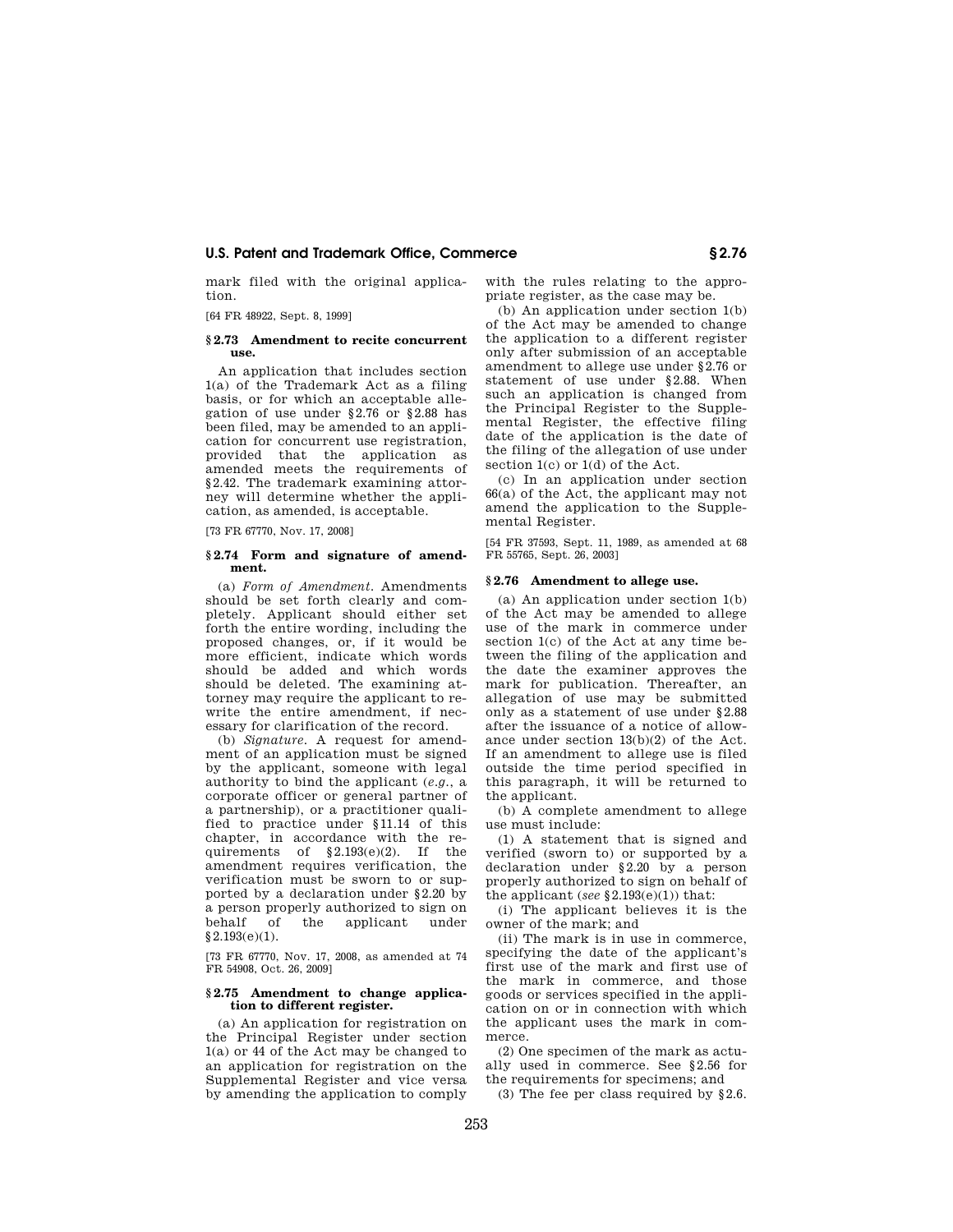mark filed with the original application.

[64 FR 48922, Sept. 8, 1999]

### § 2.73 Amendment to recite concurrent use.

An application that includes section 1(a) of the Trademark Act as a filing basis, or for which an acceptable allegation of use under §2.76 or §2.88 has been filed, may be amended to an application for concurrent use registration, provided that the application as amended meets the requirements of §2.42. The trademark examining attorney will determine whether the application, as amended, is acceptable.

[73 FR 67770, Nov. 17, 2008]

### § 2.74 Form and signature of amendment.

(a) *Form of Amendment.* Amendments should be set forth clearly and completely. Applicant should either set forth the entire wording, including the proposed changes, or, if it would be more efficient, indicate which words should be added and which words should be deleted. The examining attorney may require the applicant to rewrite the entire amendment, if necessary for clarification of the record.

(b) *Signature.* A request for amendment of an application must be signed by the applicant, someone with legal authority to bind the applicant (*e.g.*, a corporate officer or general partner of a partnership), or a practitioner qualified to practice under §11.14 of this chapter, in accordance with the requirements of §2.193(e)(2). If the amendment requires verification, the verification must be sworn to or supported by a declaration under §2.20 by a person properly authorized to sign on behalf of the applicant under §2.193(e)(1).

[73 FR 67770, Nov. 17, 2008, as amended at 74 FR 54908, Oct. 26, 2009]

### § 2.75 Amendment to change application to different register.

(a) An application for registration on the Principal Register under section 1(a) or 44 of the Act may be changed to an application for registration on the Supplemental Register and vice versa by amending the application to comply with the rules relating to the appropriate register, as the case may be.

(b) An application under section 1(b) of the Act may be amended to change the application to a different register only after submission of an acceptable amendment to allege use under §2.76 or statement of use under §2.88. When such an application is changed from the Principal Register to the Supplemental Register, the effective filing date of the application is the date of the filing of the allegation of use under section 1(c) or 1(d) of the Act.

(c) In an application under section 66(a) of the Act, the applicant may not amend the application to the Supplemental Register.

[54 FR 37593, Sept. 11, 1989, as amended at 68 FR 55765, Sept. 26, 2003]

### § 2.76 Amendment to allege use.

(a) An application under section 1(b) of the Act may be amended to allege use of the mark in commerce under section 1(c) of the Act at any time between the filing of the application and the date the examiner approves the mark for publication. Thereafter, an allegation of use may be submitted only as a statement of use under §2.88 after the issuance of a notice of allowance under section 13(b)(2) of the Act. If an amendment to allege use is filed outside the time period specified in this paragraph, it will be returned to the applicant.

(b) A complete amendment to allege use must include:

(1) A statement that is signed and verified (sworn to) or supported by a declaration under §2.20 by a person properly authorized to sign on behalf of the applicant (*see* §2.193(e)(1)) that:

(i) The applicant believes it is the owner of the mark; and

(ii) The mark is in use in commerce, specifying the date of the applicant's first use of the mark and first use of the mark in commerce, and those goods or services specified in the application on or in connection with which the applicant uses the mark in commerce.

(2) One specimen of the mark as actually used in commerce. See §2.56 for the requirements for specimens; and

(3) The fee per class required by §2.6.